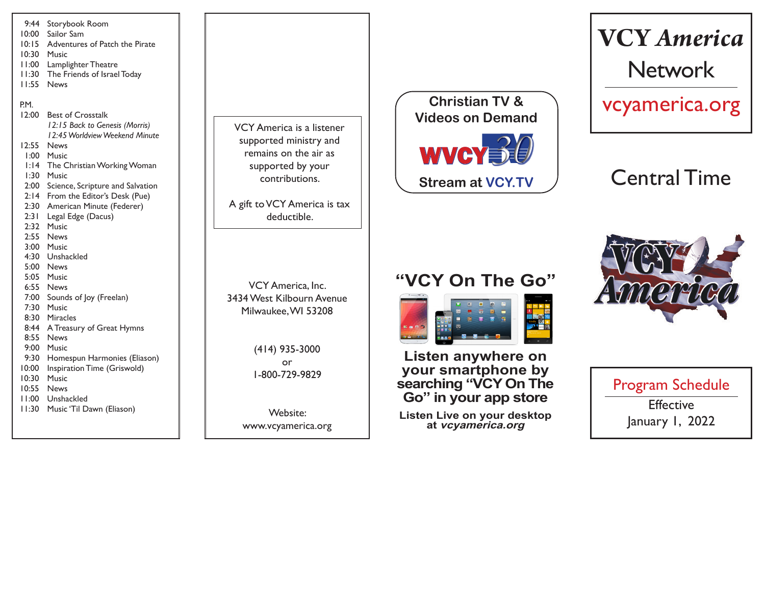| | |
|---|---|
| 9:44 | Storybook Room |
| 10:00 | Sailor Sam |
| 10:15 | Adventures of Patch the Pirate |
| 10:30 | Music |
| 11:00 | Lamplighter Theatre |
| 11:30 | The Friends of Israel Today |
| 11:55 | News |

P.M.

| | |
|---|---|
| 12:00 | Best of Crosstalk |
| | *12:15 Back to Genesis (Morris)* |
| | *12:45 Worldview Weekend Minute* |
| 12:55 | News |
| 1:00 | Music |
| 1:14 | The Christian Working Woman |
| 1:30 | Music |
| 2:00 | Science, Scripture and Salvation |
| 2:14 | From the Editor's Desk (Pue) |
| 2:30 | American Minute (Federer) |
| 2:31 | Legal Edge (Dacus) |
| 2:32 | Music |
| 2:55 | News |
| 3:00 | Music |
| 4:30 | Unshackled |
| 5:00 | News |
| 5:05 | Music |
| 6:55 | News |
| 7:00 | Sounds of Joy (Freelan) |
| 7:30 | Music |
| 8:30 | Miracles |
| 8:44 | A Treasury of Great Hymns |
| 8:55 | News |
| 9:00 | Music |
| 9:30 | Homespun Harmonies (Eliason) |
| 10:00 | Inspiration Time (Griswold) |
| 10:30 | Music |
| 10:55 | News |
| 11:00 | Unshackled |
| 11:30 | Music 'Til Dawn (Eliason) |

VCY America is a listener supported ministry and remains on the air as supported by your contributions.

A gift to VCY America is tax deductible.

VCY America, Inc.
3434 West Kilbourn Avenue
Milwaukee, WI 53208

(414) 935-3000
or
1-800-729-9829

Website:
www.vcyamerica.org

**Christian TV & Videos on Demand**

WVCY 30

**Stream at VCY.TV**

## "VCY On The Go"

**Listen anywhere on your smartphone by searching "VCY On The Go" in your app store**

**Listen Live on your desktop at *vcyamerica.org***

# VCY *America* Network

vcyamerica.org

## Central Time

VCY America

Program Schedule

Effective
January 1, 2022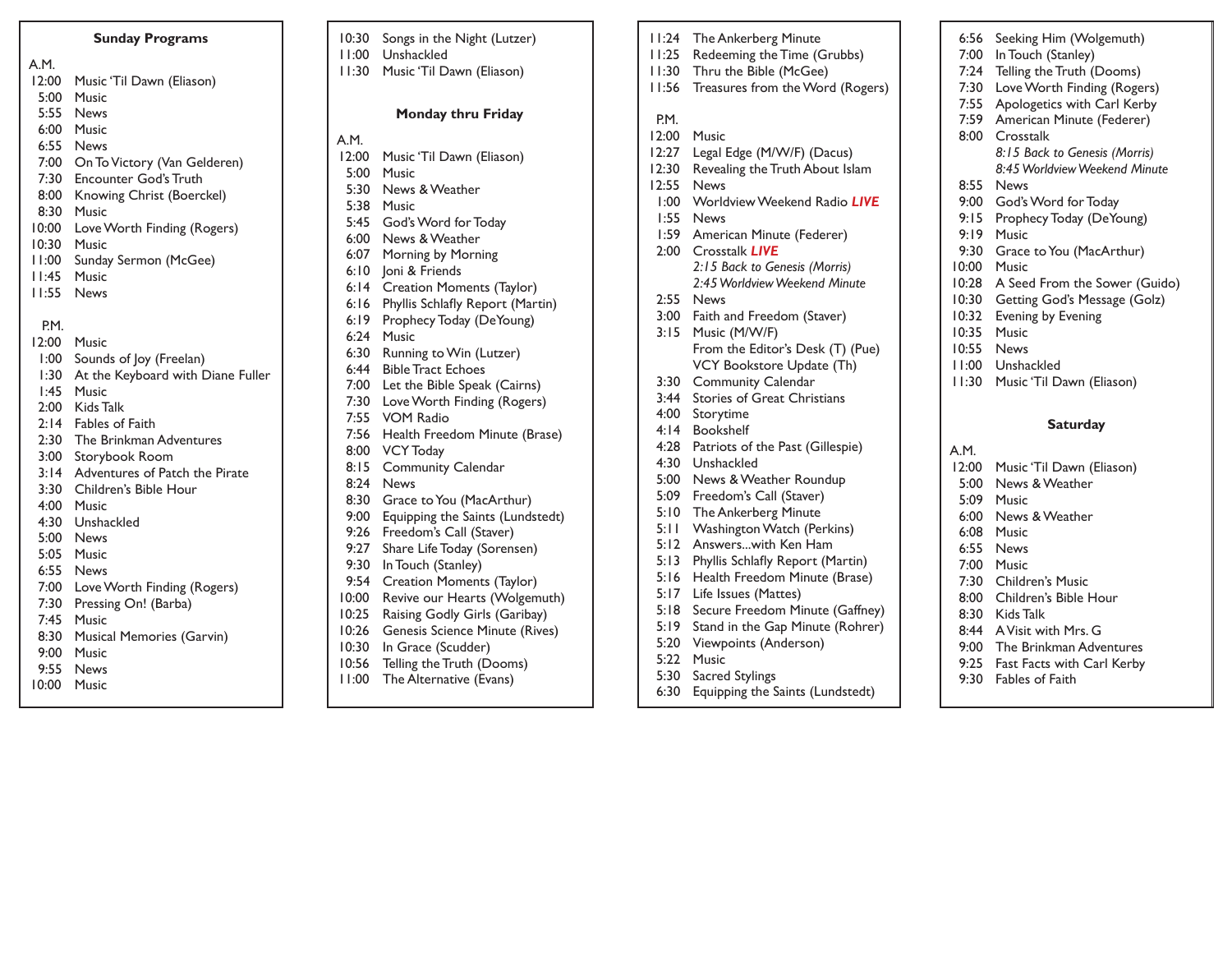**Sunday Programs**

A.M.

12:00 Music 'Til Dawn (Eliason)
5:00 Music
5:55 News
6:00 Music
6:55 News
7:00 On To Victory (Van Gelderen)
7:30 Encounter God's Truth
8:00 Knowing Christ (Boerckel)
8:30 Music
10:00 Love Worth Finding (Rogers)
10:30 Music
11:00 Sunday Sermon (McGee)
11:45 Music
11:55 News

P.M.

12:00 Music
1:00 Sounds of Joy (Freelan)
1:30 At the Keyboard with Diane Fuller
1:45 Music
2:00 Kids Talk
2:14 Fables of Faith
2:30 The Brinkman Adventures
3:00 Storybook Room
3:14 Adventures of Patch the Pirate
3:30 Children's Bible Hour
4:00 Music
4:30 Unshackled
5:00 News
5:05 Music
6:55 News
7:00 Love Worth Finding (Rogers)
7:30 Pressing On! (Barba)
7:45 Music
8:30 Musical Memories (Garvin)
9:00 Music
9:55 News
10:00 Music
10:30 Songs in the Night (Lutzer)
11:00 Unshackled
11:30 Music 'Til Dawn (Eliason)

**Monday thru Friday**

A.M.

12:00 Music 'Til Dawn (Eliason)
5:00 Music
5:30 News & Weather
5:38 Music
5:45 God's Word for Today
6:00 News & Weather
6:07 Morning by Morning
6:10 Joni & Friends
6:14 Creation Moments (Taylor)
6:16 Phyllis Schlafly Report (Martin)
6:19 Prophecy Today (DeYoung)
6:24 Music
6:30 Running to Win (Lutzer)
6:44 Bible Tract Echoes
7:00 Let the Bible Speak (Cairns)
7:30 Love Worth Finding (Rogers)
7:55 VOM Radio
7:56 Health Freedom Minute (Brase)
8:00 VCY Today
8:15 Community Calendar
8:24 News
8:30 Grace to You (MacArthur)
9:00 Equipping the Saints (Lundstedt)
9:26 Freedom's Call (Staver)
9:27 Share Life Today (Sorensen)
9:30 In Touch (Stanley)
9:54 Creation Moments (Taylor)
10:00 Revive our Hearts (Wolgemuth)
10:25 Raising Godly Girls (Garibay)
10:26 Genesis Science Minute (Rives)
10:30 In Grace (Scudder)
10:56 Telling the Truth (Dooms)
11:00 The Alternative (Evans)
11:24 The Ankerberg Minute
11:25 Redeeming the Time (Grubbs)
11:30 Thru the Bible (McGee)
11:56 Treasures from the Word (Rogers)

P.M.

12:00 Music
12:27 Legal Edge (M/W/F) (Dacus)
12:30 Revealing the Truth About Islam
12:55 News
1:00 Worldview Weekend Radio ***LIVE***
1:55 News
1:59 American Minute (Federer)
2:00 Crosstalk ***LIVE***
*2:15 Back to Genesis (Morris)*
*2:45 Worldview Weekend Minute*
2:55 News
3:00 Faith and Freedom (Staver)
3:15 Music (M/W/F)
From the Editor's Desk (T) (Pue)
VCY Bookstore Update (Th)
3:30 Community Calendar
3:44 Stories of Great Christians
4:00 Storytime
4:14 Bookshelf
4:28 Patriots of the Past (Gillespie)
4:30 Unshackled
5:00 News & Weather Roundup
5:09 Freedom's Call (Staver)
5:10 The Ankerberg Minute
5:11 Washington Watch (Perkins)
5:12 Answers...with Ken Ham
5:13 Phyllis Schlafly Report (Martin)
5:16 Health Freedom Minute (Brase)
5:17 Life Issues (Mattes)
5:18 Secure Freedom Minute (Gaffney)
5:19 Stand in the Gap Minute (Rohrer)
5:20 Viewpoints (Anderson)
5:22 Music
5:30 Sacred Stylings
6:30 Equipping the Saints (Lundstedt)
6:56 Seeking Him (Wolgemuth)
7:00 In Touch (Stanley)
7:24 Telling the Truth (Dooms)
7:30 Love Worth Finding (Rogers)
7:55 Apologetics with Carl Kerby
7:59 American Minute (Federer)
8:00 Crosstalk
*8:15 Back to Genesis (Morris)*
*8:45 Worldview Weekend Minute*
8:55 News
9:00 God's Word for Today
9:15 Prophecy Today (DeYoung)
9:19 Music
9:30 Grace to You (MacArthur)
10:00 Music
10:28 A Seed From the Sower (Guido)
10:30 Getting God's Message (Golz)
10:32 Evening by Evening
10:35 Music
10:55 News
11:00 Unshackled
11:30 Music 'Til Dawn (Eliason)

**Saturday**

A.M.

12:00 Music 'Til Dawn (Eliason)
5:00 News & Weather
5:09 Music
6:00 News & Weather
6:08 Music
6:55 News
7:00 Music
7:30 Children's Music
8:00 Children's Bible Hour
8:30 Kids Talk
8:44 A Visit with Mrs. G
9:00 The Brinkman Adventures
9:25 Fast Facts with Carl Kerby
9:30 Fables of Faith